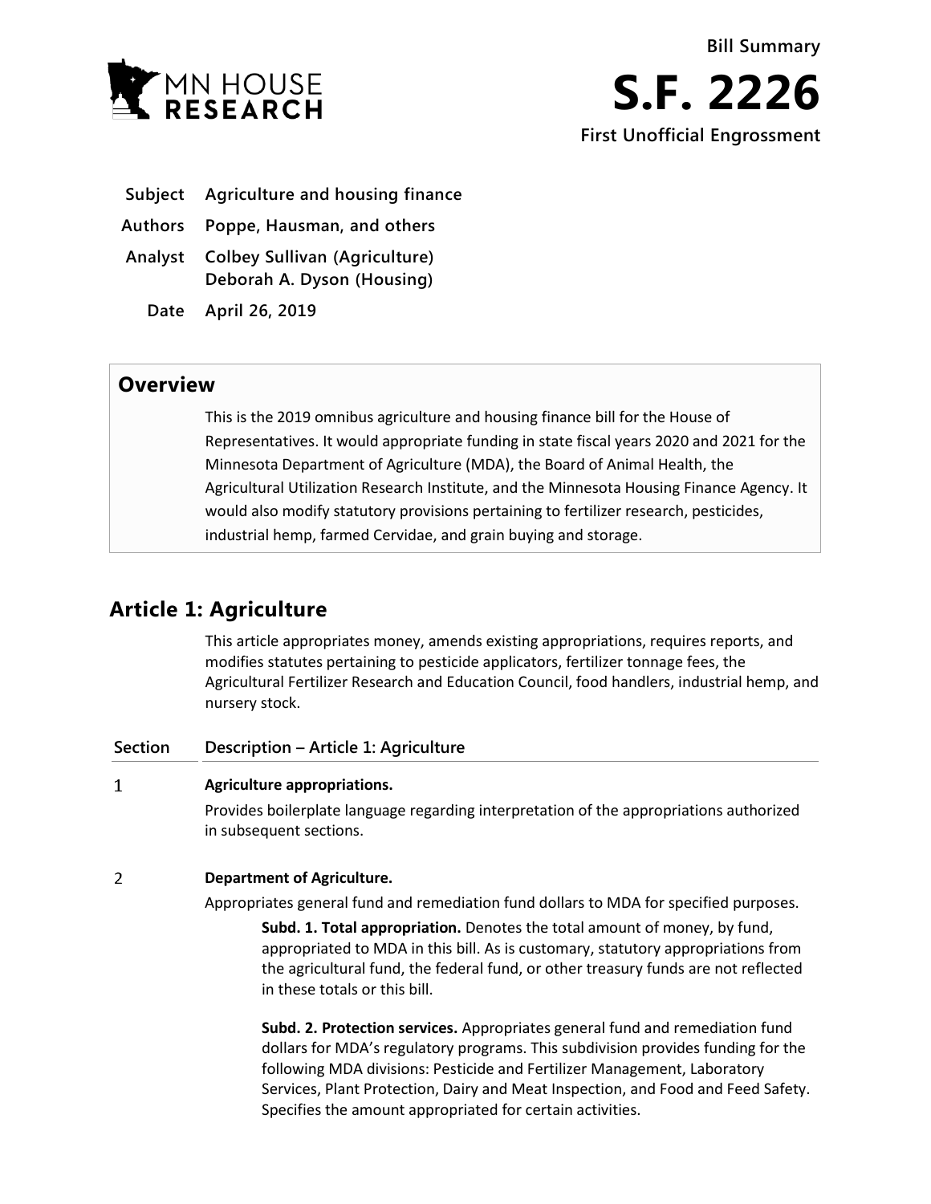MN HOUSE RESEARCH

**Bill Summary**

# S.F. 2226

**First Unofficial Engrossment**

| | |
|---|---|
| **Subject** | **Agriculture and housing finance** |
| **Authors** | **Poppe, Hausman, and others** |
| **Analyst** | **Colbey Sullivan (Agriculture)**<br>**Deborah A. Dyson (Housing)** |
| **Date** | **April 26, 2019** |

## Overview

This is the 2019 omnibus agriculture and housing finance bill for the House of Representatives. It would appropriate funding in state fiscal years 2020 and 2021 for the Minnesota Department of Agriculture (MDA), the Board of Animal Health, the Agricultural Utilization Research Institute, and the Minnesota Housing Finance Agency. It would also modify statutory provisions pertaining to fertilizer research, pesticides, industrial hemp, farmed Cervidae, and grain buying and storage.

## Article 1: Agriculture

This article appropriates money, amends existing appropriations, requires reports, and modifies statutes pertaining to pesticide applicators, fertilizer tonnage fees, the Agricultural Fertilizer Research and Education Council, food handlers, industrial hemp, and nursery stock.

| Section | Description – Article 1: Agriculture |
|---|---|

**1 Agriculture appropriations.**

Provides boilerplate language regarding interpretation of the appropriations authorized in subsequent sections.

**2 Department of Agriculture.**

Appropriates general fund and remediation fund dollars to MDA for specified purposes.

**Subd. 1. Total appropriation.** Denotes the total amount of money, by fund, appropriated to MDA in this bill. As is customary, statutory appropriations from the agricultural fund, the federal fund, or other treasury funds are not reflected in these totals or this bill.

**Subd. 2. Protection services.** Appropriates general fund and remediation fund dollars for MDA's regulatory programs. This subdivision provides funding for the following MDA divisions: Pesticide and Fertilizer Management, Laboratory Services, Plant Protection, Dairy and Meat Inspection, and Food and Feed Safety. Specifies the amount appropriated for certain activities.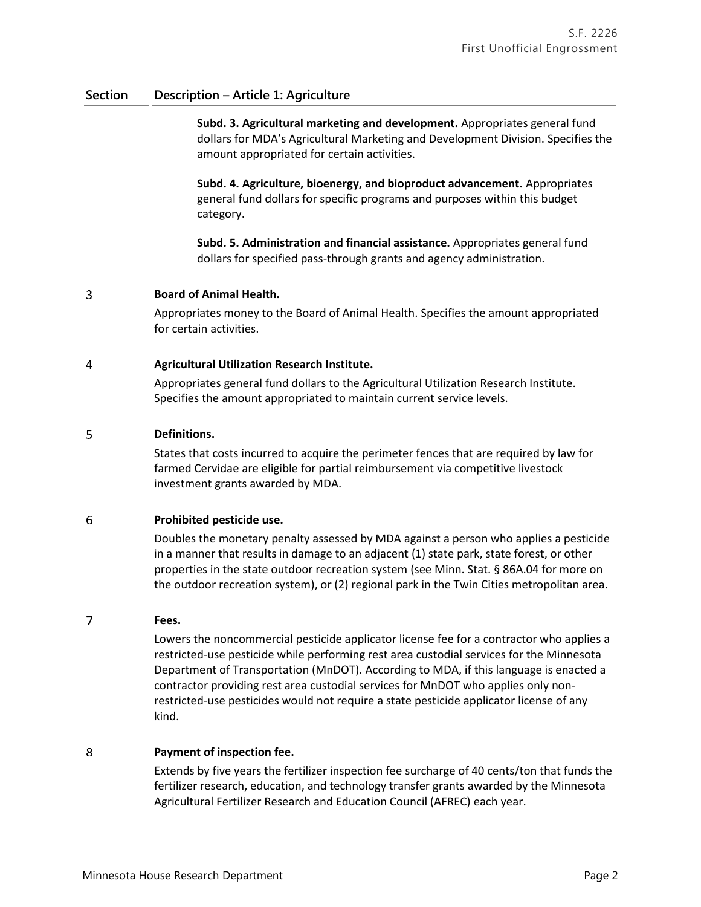| Section | Description – Article 1: Agriculture |
|---|---|
| | **Subd. 3. Agricultural marketing and development.** Appropriates general fund dollars for MDA's Agricultural Marketing and Development Division. Specifies the amount appropriated for certain activities.<br><br>**Subd. 4. Agriculture, bioenergy, and bioproduct advancement.** Appropriates general fund dollars for specific programs and purposes within this budget category.<br><br>**Subd. 5. Administration and financial assistance.** Appropriates general fund dollars for specified pass-through grants and agency administration. |
| 3 | **Board of Animal Health.**<br><br>Appropriates money to the Board of Animal Health. Specifies the amount appropriated for certain activities. |
| 4 | **Agricultural Utilization Research Institute.**<br><br>Appropriates general fund dollars to the Agricultural Utilization Research Institute. Specifies the amount appropriated to maintain current service levels. |
| 5 | **Definitions.**<br><br>States that costs incurred to acquire the perimeter fences that are required by law for farmed Cervidae are eligible for partial reimbursement via competitive livestock investment grants awarded by MDA. |
| 6 | **Prohibited pesticide use.**<br><br>Doubles the monetary penalty assessed by MDA against a person who applies a pesticide in a manner that results in damage to an adjacent (1) state park, state forest, or other properties in the state outdoor recreation system (see Minn. Stat. § 86A.04 for more on the outdoor recreation system), or (2) regional park in the Twin Cities metropolitan area. |
| 7 | **Fees.**<br><br>Lowers the noncommercial pesticide applicator license fee for a contractor who applies a restricted-use pesticide while performing rest area custodial services for the Minnesota Department of Transportation (MnDOT). According to MDA, if this language is enacted a contractor providing rest area custodial services for MnDOT who applies only non-restricted-use pesticides would not require a state pesticide applicator license of any kind. |
| 8 | **Payment of inspection fee.**<br><br>Extends by five years the fertilizer inspection fee surcharge of 40 cents/ton that funds the fertilizer research, education, and technology transfer grants awarded by the Minnesota Agricultural Fertilizer Research and Education Council (AFREC) each year. |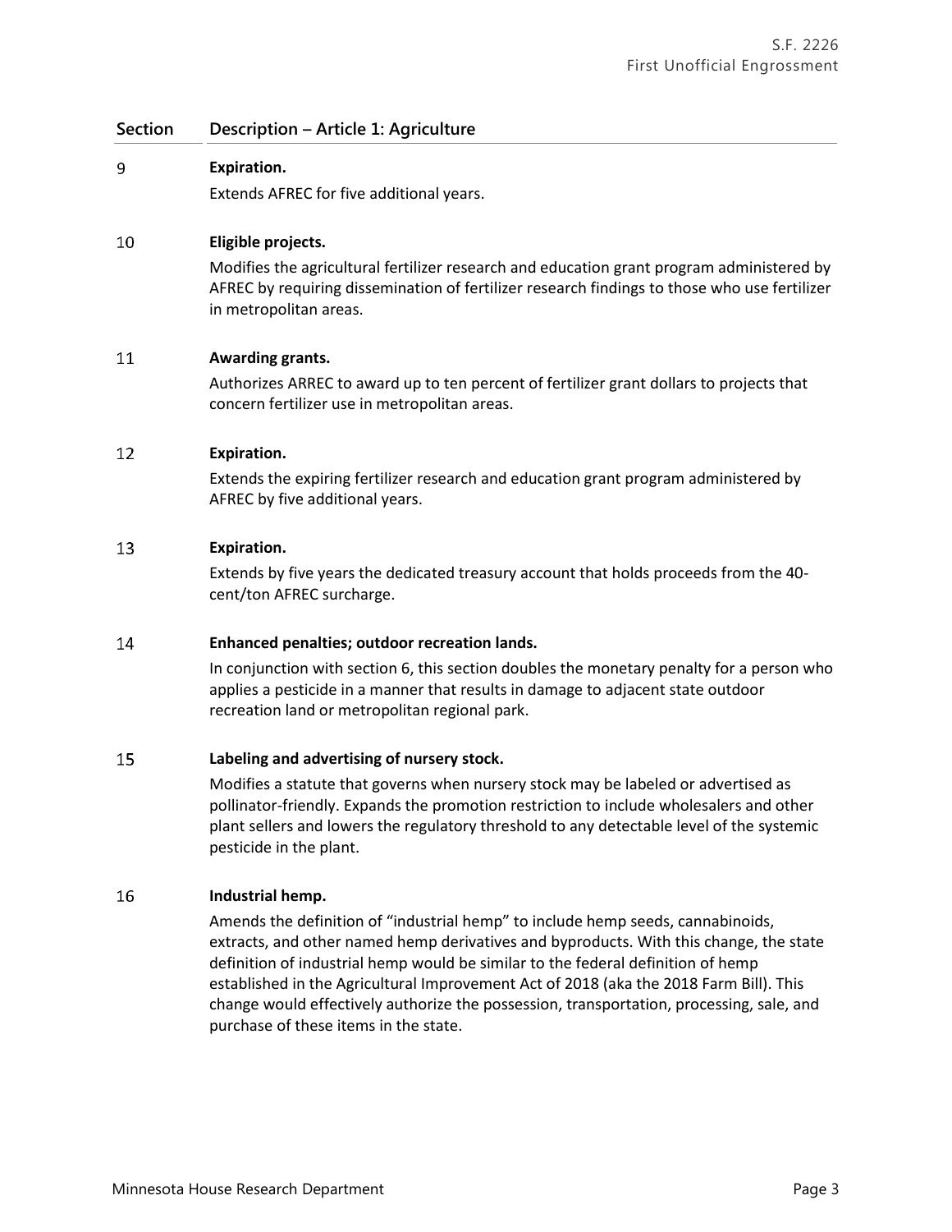| Section | Description – Article 1: Agriculture |
|---|---|
| 9 | **Expiration.**<br>Extends AFREC for five additional years. |
| 10 | **Eligible projects.**<br>Modifies the agricultural fertilizer research and education grant program administered by AFREC by requiring dissemination of fertilizer research findings to those who use fertilizer in metropolitan areas. |
| 11 | **Awarding grants.**<br>Authorizes ARREC to award up to ten percent of fertilizer grant dollars to projects that concern fertilizer use in metropolitan areas. |
| 12 | **Expiration.**<br>Extends the expiring fertilizer research and education grant program administered by AFREC by five additional years. |
| 13 | **Expiration.**<br>Extends by five years the dedicated treasury account that holds proceeds from the 40-cent/ton AFREC surcharge. |
| 14 | **Enhanced penalties; outdoor recreation lands.**<br>In conjunction with section 6, this section doubles the monetary penalty for a person who applies a pesticide in a manner that results in damage to adjacent state outdoor recreation land or metropolitan regional park. |
| 15 | **Labeling and advertising of nursery stock.**<br>Modifies a statute that governs when nursery stock may be labeled or advertised as pollinator-friendly. Expands the promotion restriction to include wholesalers and other plant sellers and lowers the regulatory threshold to any detectable level of the systemic pesticide in the plant. |
| 16 | **Industrial hemp.**<br>Amends the definition of "industrial hemp" to include hemp seeds, cannabinoids, extracts, and other named hemp derivatives and byproducts. With this change, the state definition of industrial hemp would be similar to the federal definition of hemp established in the Agricultural Improvement Act of 2018 (aka the 2018 Farm Bill). This change would effectively authorize the possession, transportation, processing, sale, and purchase of these items in the state. |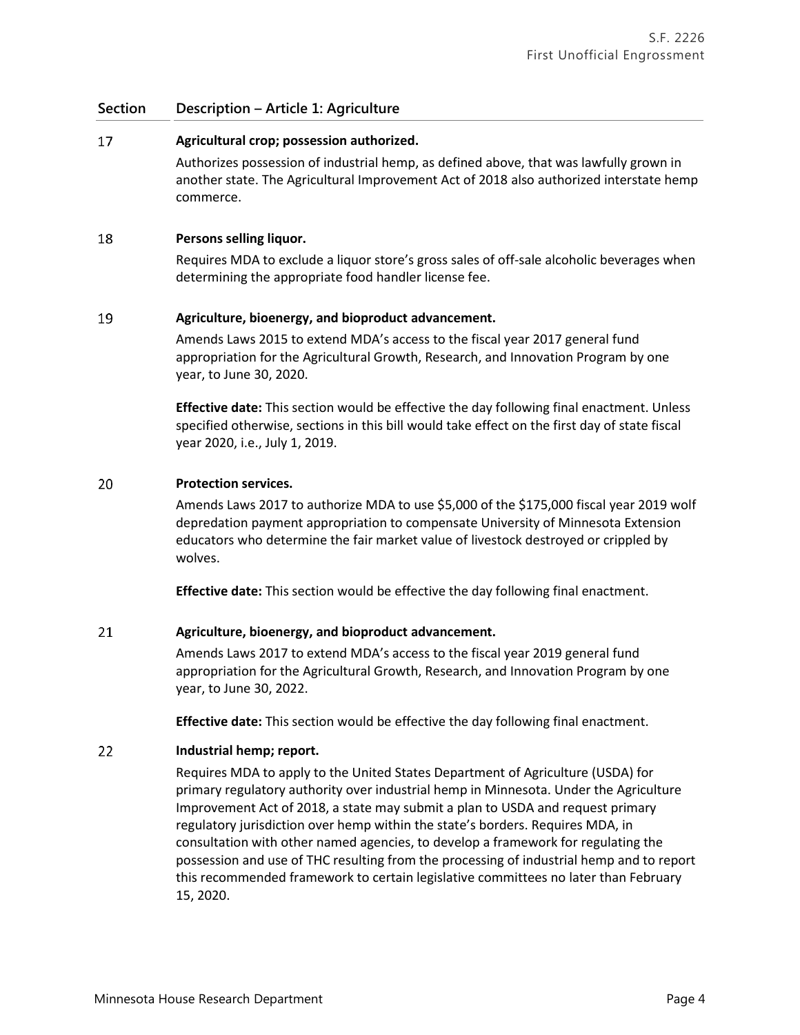| Section | Description – Article 1: Agriculture |
|---|---|
| 17 | **Agricultural crop; possession authorized.**<br><br>Authorizes possession of industrial hemp, as defined above, that was lawfully grown in another state. The Agricultural Improvement Act of 2018 also authorized interstate hemp commerce. |
| 18 | **Persons selling liquor.**<br><br>Requires MDA to exclude a liquor store's gross sales of off-sale alcoholic beverages when determining the appropriate food handler license fee. |
| 19 | **Agriculture, bioenergy, and bioproduct advancement.**<br><br>Amends Laws 2015 to extend MDA's access to the fiscal year 2017 general fund appropriation for the Agricultural Growth, Research, and Innovation Program by one year, to June 30, 2020.<br><br>**Effective date:** This section would be effective the day following final enactment. Unless specified otherwise, sections in this bill would take effect on the first day of state fiscal year 2020, i.e., July 1, 2019. |
| 20 | **Protection services.**<br><br>Amends Laws 2017 to authorize MDA to use $5,000 of the $175,000 fiscal year 2019 wolf depredation payment appropriation to compensate University of Minnesota Extension educators who determine the fair market value of livestock destroyed or crippled by wolves.<br><br>**Effective date:** This section would be effective the day following final enactment. |
| 21 | **Agriculture, bioenergy, and bioproduct advancement.**<br><br>Amends Laws 2017 to extend MDA's access to the fiscal year 2019 general fund appropriation for the Agricultural Growth, Research, and Innovation Program by one year, to June 30, 2022.<br><br>**Effective date:** This section would be effective the day following final enactment. |
| 22 | **Industrial hemp; report.**<br><br>Requires MDA to apply to the United States Department of Agriculture (USDA) for primary regulatory authority over industrial hemp in Minnesota. Under the Agriculture Improvement Act of 2018, a state may submit a plan to USDA and request primary regulatory jurisdiction over hemp within the state's borders. Requires MDA, in consultation with other named agencies, to develop a framework for regulating the possession and use of THC resulting from the processing of industrial hemp and to report this recommended framework to certain legislative committees no later than February 15, 2020. |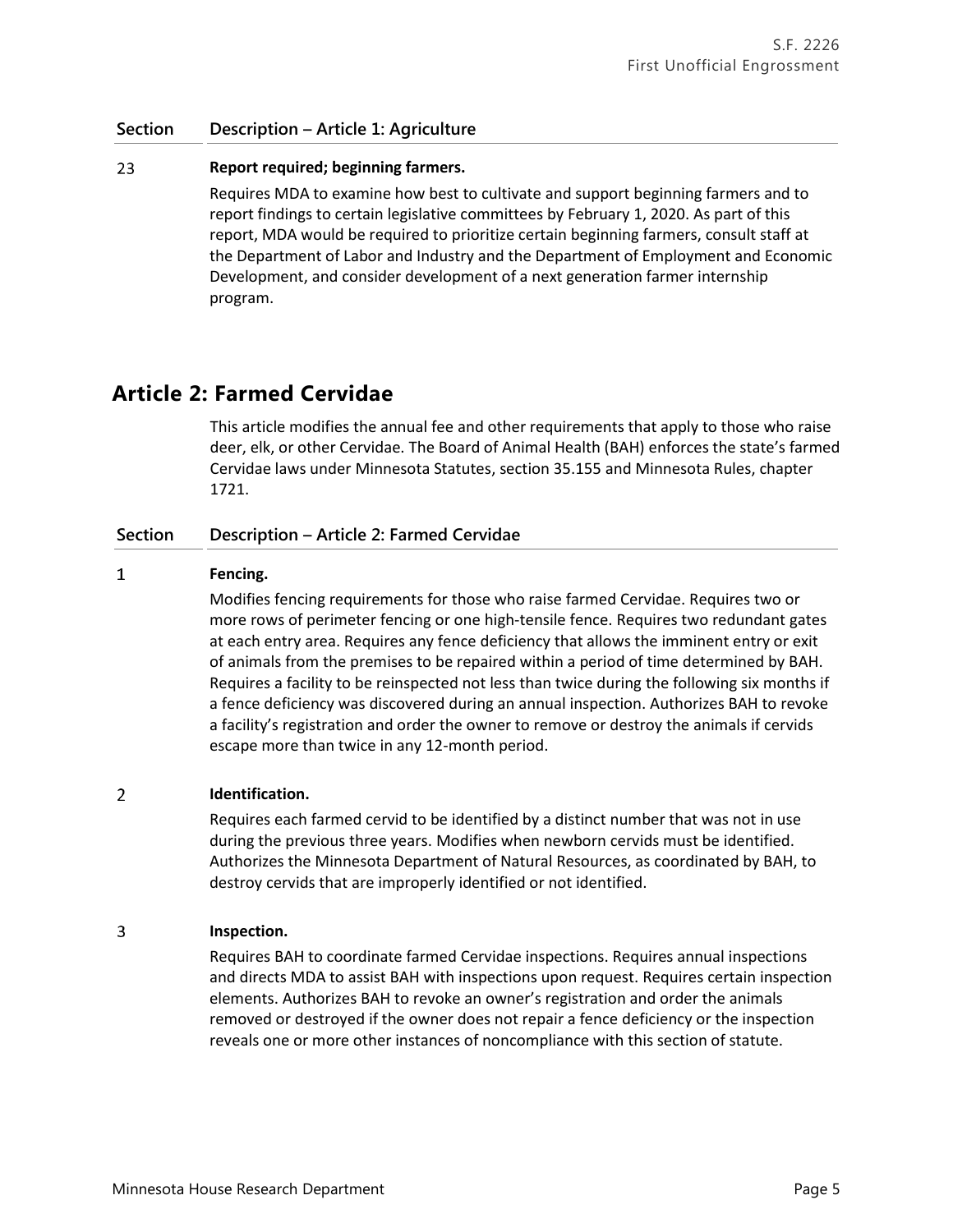| Section | Description – Article 1: Agriculture |
| --- | --- |
| 23 | **Report required; beginning farmers.**<br>Requires MDA to examine how best to cultivate and support beginning farmers and to report findings to certain legislative committees by February 1, 2020. As part of this report, MDA would be required to prioritize certain beginning farmers, consult staff at the Department of Labor and Industry and the Department of Employment and Economic Development, and consider development of a next generation farmer internship program. |

## Article 2: Farmed Cervidae

This article modifies the annual fee and other requirements that apply to those who raise deer, elk, or other Cervidae. The Board of Animal Health (BAH) enforces the state's farmed Cervidae laws under Minnesota Statutes, section 35.155 and Minnesota Rules, chapter 1721.

| Section | Description – Article 2: Farmed Cervidae |
| --- | --- |
| 1 | **Fencing.**<br>Modifies fencing requirements for those who raise farmed Cervidae. Requires two or more rows of perimeter fencing or one high-tensile fence. Requires two redundant gates at each entry area. Requires any fence deficiency that allows the imminent entry or exit of animals from the premises to be repaired within a period of time determined by BAH. Requires a facility to be reinspected not less than twice during the following six months if a fence deficiency was discovered during an annual inspection. Authorizes BAH to revoke a facility's registration and order the owner to remove or destroy the animals if cervids escape more than twice in any 12-month period. |
| 2 | **Identification.**<br>Requires each farmed cervid to be identified by a distinct number that was not in use during the previous three years. Modifies when newborn cervids must be identified. Authorizes the Minnesota Department of Natural Resources, as coordinated by BAH, to destroy cervids that are improperly identified or not identified. |
| 3 | **Inspection.**<br>Requires BAH to coordinate farmed Cervidae inspections. Requires annual inspections and directs MDA to assist BAH with inspections upon request. Requires certain inspection elements. Authorizes BAH to revoke an owner's registration and order the animals removed or destroyed if the owner does not repair a fence deficiency or the inspection reveals one or more other instances of noncompliance with this section of statute. |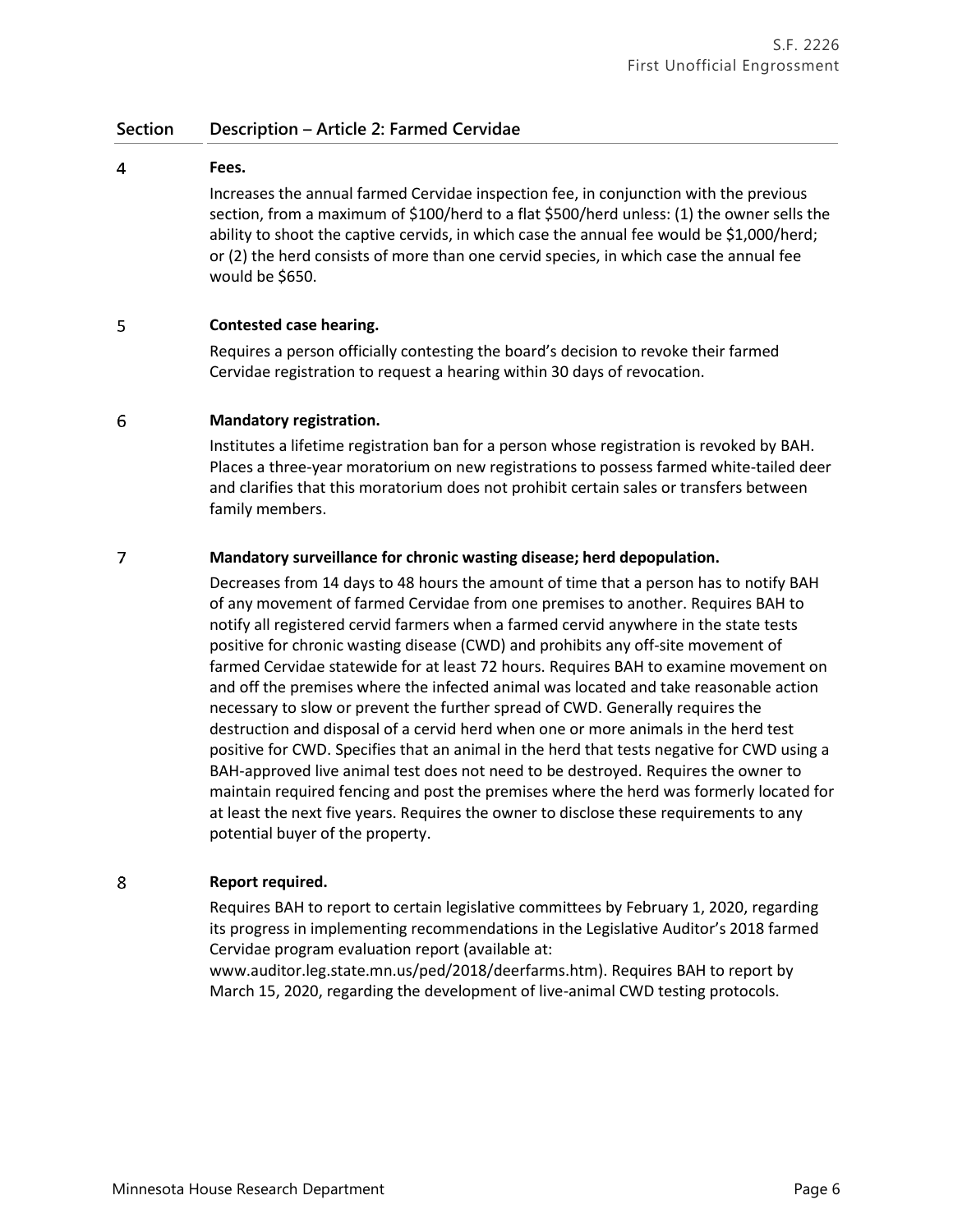| Section | Description – Article 2: Farmed Cervidae |
|---|---|
| 4 | **Fees.**<br>Increases the annual farmed Cervidae inspection fee, in conjunction with the previous section, from a maximum of $100/herd to a flat $500/herd unless: (1) the owner sells the ability to shoot the captive cervids, in which case the annual fee would be $1,000/herd; or (2) the herd consists of more than one cervid species, in which case the annual fee would be $650. |
| 5 | **Contested case hearing.**<br>Requires a person officially contesting the board's decision to revoke their farmed Cervidae registration to request a hearing within 30 days of revocation. |
| 6 | **Mandatory registration.**<br>Institutes a lifetime registration ban for a person whose registration is revoked by BAH. Places a three-year moratorium on new registrations to possess farmed white-tailed deer and clarifies that this moratorium does not prohibit certain sales or transfers between family members. |
| 7 | **Mandatory surveillance for chronic wasting disease; herd depopulation.**<br>Decreases from 14 days to 48 hours the amount of time that a person has to notify BAH of any movement of farmed Cervidae from one premises to another. Requires BAH to notify all registered cervid farmers when a farmed cervid anywhere in the state tests positive for chronic wasting disease (CWD) and prohibits any off-site movement of farmed Cervidae statewide for at least 72 hours. Requires BAH to examine movement on and off the premises where the infected animal was located and take reasonable action necessary to slow or prevent the further spread of CWD. Generally requires the destruction and disposal of a cervid herd when one or more animals in the herd test positive for CWD. Specifies that an animal in the herd that tests negative for CWD using a BAH-approved live animal test does not need to be destroyed. Requires the owner to maintain required fencing and post the premises where the herd was formerly located for at least the next five years. Requires the owner to disclose these requirements to any potential buyer of the property. |
| 8 | **Report required.**<br>Requires BAH to report to certain legislative committees by February 1, 2020, regarding its progress in implementing recommendations in the Legislative Auditor's 2018 farmed Cervidae program evaluation report (available at: www.auditor.leg.state.mn.us/ped/2018/deerfarms.htm). Requires BAH to report by March 15, 2020, regarding the development of live-animal CWD testing protocols. |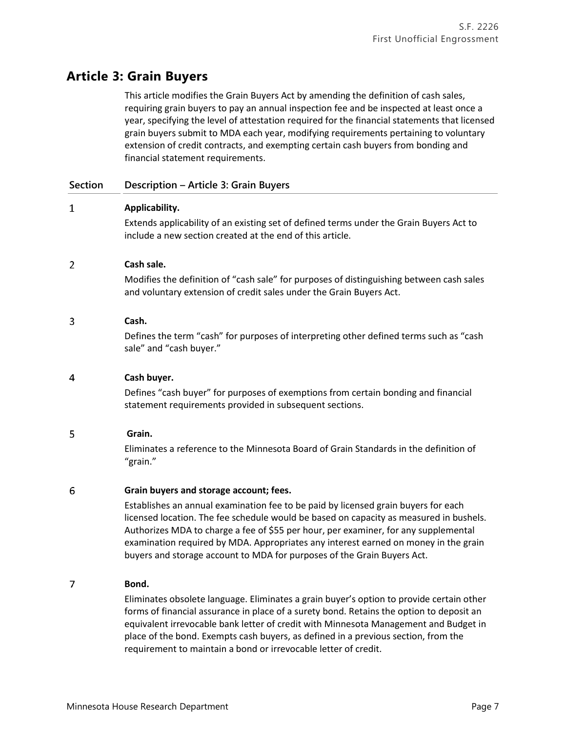## Article 3: Grain Buyers

This article modifies the Grain Buyers Act by amending the definition of cash sales, requiring grain buyers to pay an annual inspection fee and be inspected at least once a year, specifying the level of attestation required for the financial statements that licensed grain buyers submit to MDA each year, modifying requirements pertaining to voluntary extension of credit contracts, and exempting certain cash buyers from bonding and financial statement requirements.

| Section | Description – Article 3: Grain Buyers |
|---|---|
| 1 | **Applicability.** Extends applicability of an existing set of defined terms under the Grain Buyers Act to include a new section created at the end of this article. |
| 2 | **Cash sale.** Modifies the definition of "cash sale" for purposes of distinguishing between cash sales and voluntary extension of credit sales under the Grain Buyers Act. |
| 3 | **Cash.** Defines the term "cash" for purposes of interpreting other defined terms such as "cash sale" and "cash buyer." |
| 4 | **Cash buyer.** Defines "cash buyer" for purposes of exemptions from certain bonding and financial statement requirements provided in subsequent sections. |
| 5 | **Grain.** Eliminates a reference to the Minnesota Board of Grain Standards in the definition of "grain." |
| 6 | **Grain buyers and storage account; fees.** Establishes an annual examination fee to be paid by licensed grain buyers for each licensed location. The fee schedule would be based on capacity as measured in bushels. Authorizes MDA to charge a fee of $55 per hour, per examiner, for any supplemental examination required by MDA. Appropriates any interest earned on money in the grain buyers and storage account to MDA for purposes of the Grain Buyers Act. |
| 7 | **Bond.** Eliminates obsolete language. Eliminates a grain buyer's option to provide certain other forms of financial assurance in place of a surety bond. Retains the option to deposit an equivalent irrevocable bank letter of credit with Minnesota Management and Budget in place of the bond. Exempts cash buyers, as defined in a previous section, from the requirement to maintain a bond or irrevocable letter of credit. |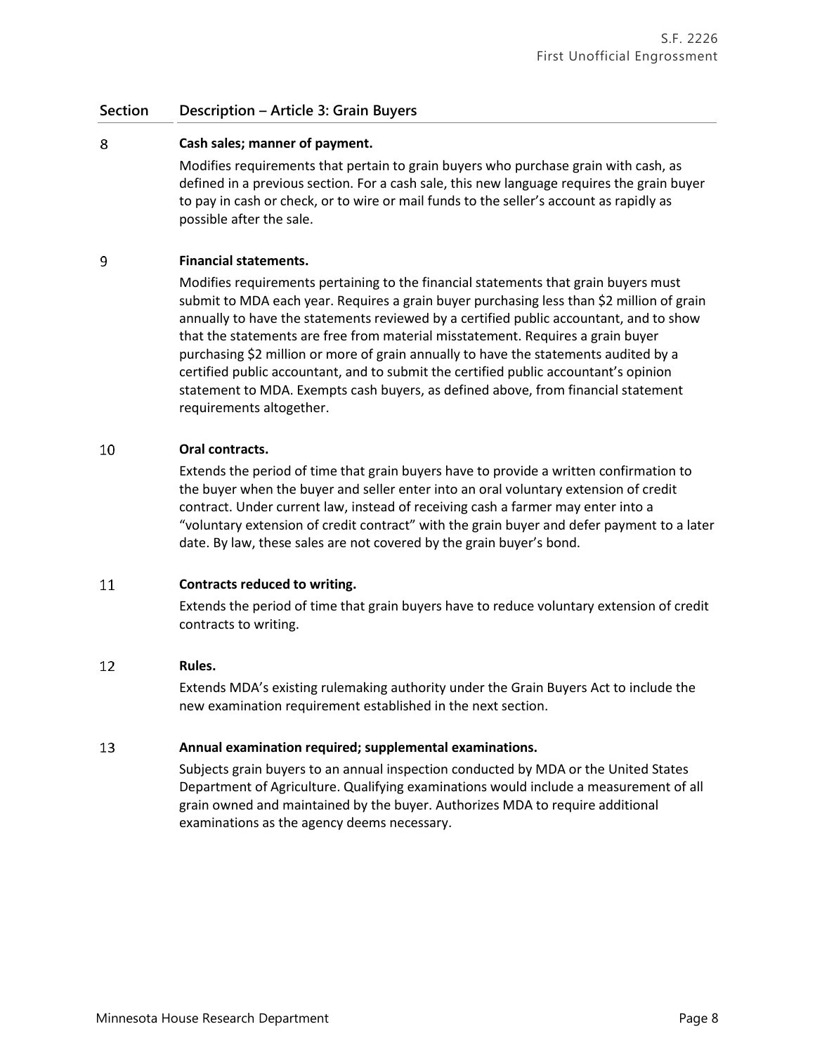| Section | Description – Article 3: Grain Buyers |
|---|---|
| 8 | **Cash sales; manner of payment.** Modifies requirements that pertain to grain buyers who purchase grain with cash, as defined in a previous section. For a cash sale, this new language requires the grain buyer to pay in cash or check, or to wire or mail funds to the seller's account as rapidly as possible after the sale. |
| 9 | **Financial statements.** Modifies requirements pertaining to the financial statements that grain buyers must submit to MDA each year. Requires a grain buyer purchasing less than $2 million of grain annually to have the statements reviewed by a certified public accountant, and to show that the statements are free from material misstatement. Requires a grain buyer purchasing $2 million or more of grain annually to have the statements audited by a certified public accountant, and to submit the certified public accountant's opinion statement to MDA. Exempts cash buyers, as defined above, from financial statement requirements altogether. |
| 10 | **Oral contracts.** Extends the period of time that grain buyers have to provide a written confirmation to the buyer when the buyer and seller enter into an oral voluntary extension of credit contract. Under current law, instead of receiving cash a farmer may enter into a "voluntary extension of credit contract" with the grain buyer and defer payment to a later date. By law, these sales are not covered by the grain buyer's bond. |
| 11 | **Contracts reduced to writing.** Extends the period of time that grain buyers have to reduce voluntary extension of credit contracts to writing. |
| 12 | **Rules.** Extends MDA's existing rulemaking authority under the Grain Buyers Act to include the new examination requirement established in the next section. |
| 13 | **Annual examination required; supplemental examinations.** Subjects grain buyers to an annual inspection conducted by MDA or the United States Department of Agriculture. Qualifying examinations would include a measurement of all grain owned and maintained by the buyer. Authorizes MDA to require additional examinations as the agency deems necessary. |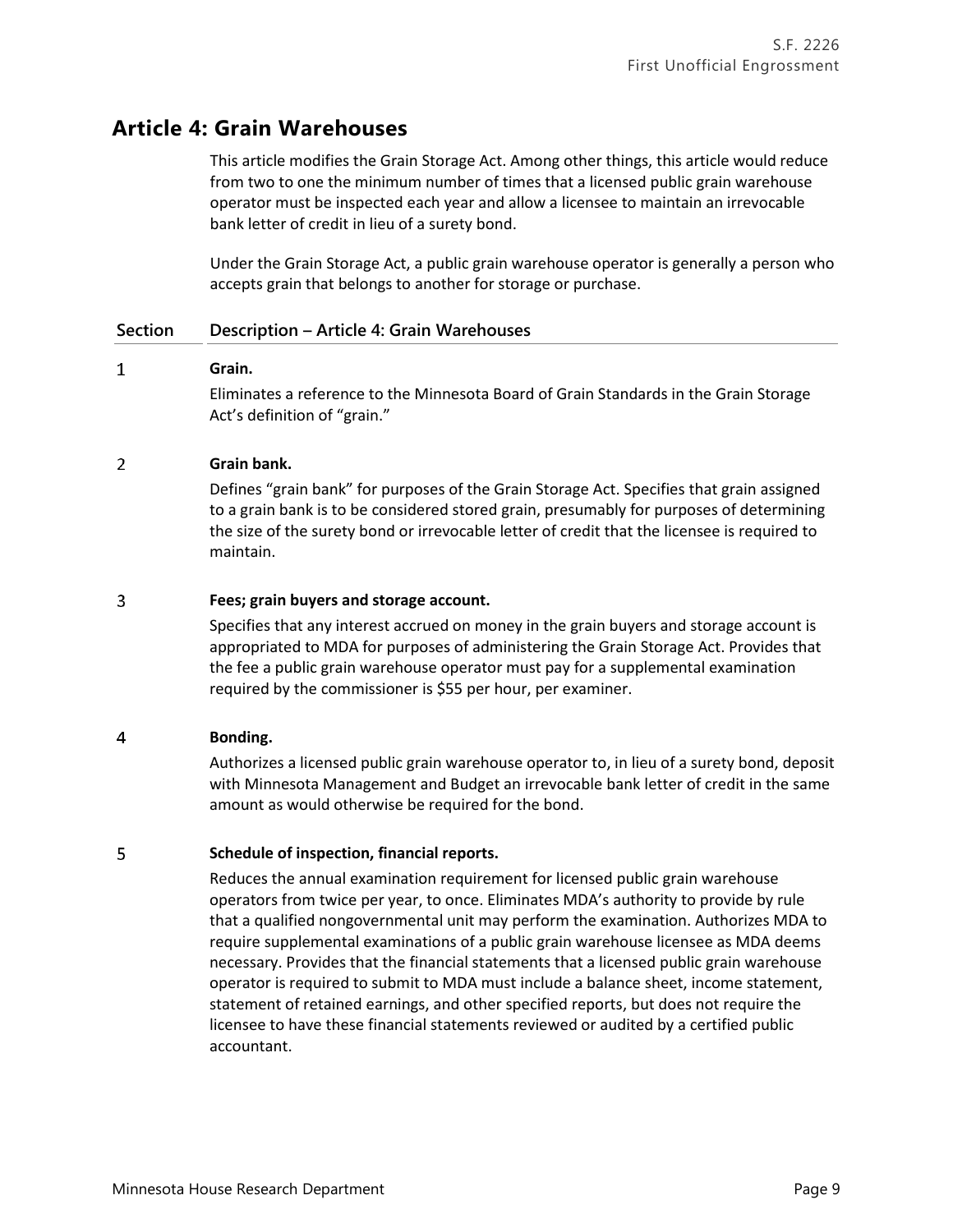## Article 4: Grain Warehouses

This article modifies the Grain Storage Act. Among other things, this article would reduce from two to one the minimum number of times that a licensed public grain warehouse operator must be inspected each year and allow a licensee to maintain an irrevocable bank letter of credit in lieu of a surety bond.

Under the Grain Storage Act, a public grain warehouse operator is generally a person who accepts grain that belongs to another for storage or purchase.

| Section | Description – Article 4: Grain Warehouses |
|---|---|
| 1 | **Grain.**<br>Eliminates a reference to the Minnesota Board of Grain Standards in the Grain Storage Act's definition of "grain." |
| 2 | **Grain bank.**<br>Defines "grain bank" for purposes of the Grain Storage Act. Specifies that grain assigned to a grain bank is to be considered stored grain, presumably for purposes of determining the size of the surety bond or irrevocable letter of credit that the licensee is required to maintain. |
| 3 | **Fees; grain buyers and storage account.**<br>Specifies that any interest accrued on money in the grain buyers and storage account is appropriated to MDA for purposes of administering the Grain Storage Act. Provides that the fee a public grain warehouse operator must pay for a supplemental examination required by the commissioner is $55 per hour, per examiner. |
| 4 | **Bonding.**<br>Authorizes a licensed public grain warehouse operator to, in lieu of a surety bond, deposit with Minnesota Management and Budget an irrevocable bank letter of credit in the same amount as would otherwise be required for the bond. |
| 5 | **Schedule of inspection, financial reports.**<br>Reduces the annual examination requirement for licensed public grain warehouse operators from twice per year, to once. Eliminates MDA's authority to provide by rule that a qualified nongovernmental unit may perform the examination. Authorizes MDA to require supplemental examinations of a public grain warehouse licensee as MDA deems necessary. Provides that the financial statements that a licensed public grain warehouse operator is required to submit to MDA must include a balance sheet, income statement, statement of retained earnings, and other specified reports, but does not require the licensee to have these financial statements reviewed or audited by a certified public accountant. |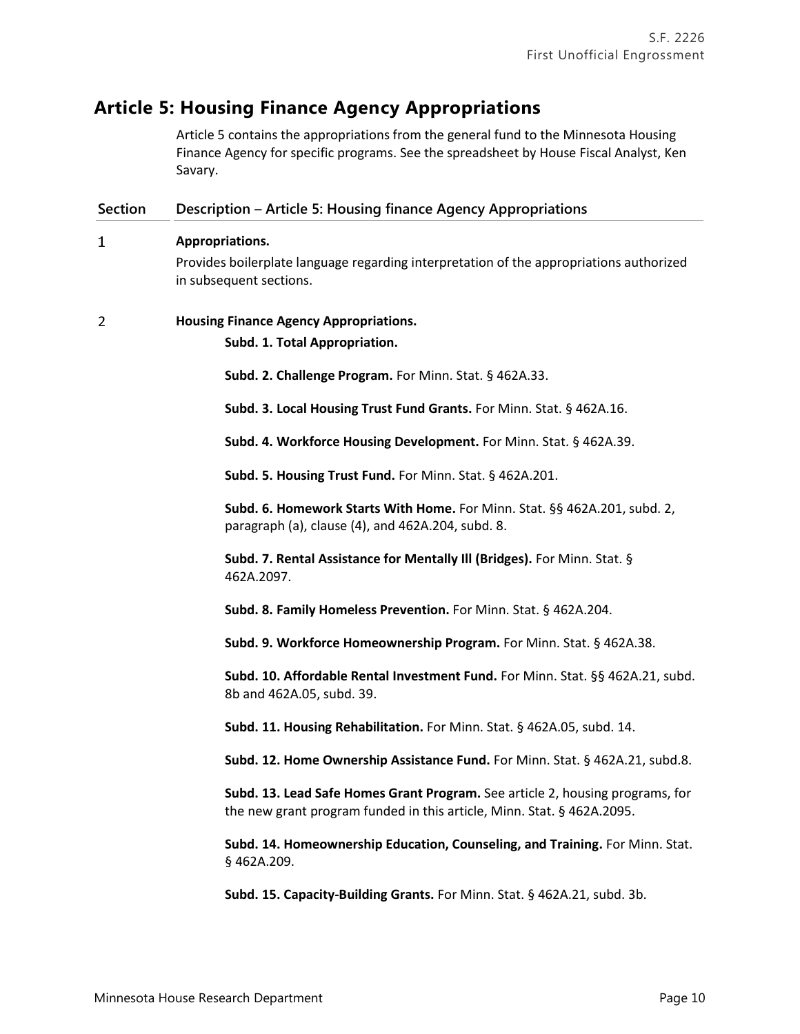## Article 5: Housing Finance Agency Appropriations

Article 5 contains the appropriations from the general fund to the Minnesota Housing Finance Agency for specific programs. See the spreadsheet by House Fiscal Analyst, Ken Savary.

| Section | Description – Article 5: Housing finance Agency Appropriations |
|---|---|
| 1 | **Appropriations.**<br>Provides boilerplate language regarding interpretation of the appropriations authorized in subsequent sections. |
| 2 | **Housing Finance Agency Appropriations.**<br>**Subd. 1. Total Appropriation.**<br>**Subd. 2. Challenge Program.** For Minn. Stat. § 462A.33.<br>**Subd. 3. Local Housing Trust Fund Grants.** For Minn. Stat. § 462A.16.<br>**Subd. 4. Workforce Housing Development.** For Minn. Stat. § 462A.39.<br>**Subd. 5. Housing Trust Fund.** For Minn. Stat. § 462A.201.<br>**Subd. 6. Homework Starts With Home.** For Minn. Stat. §§ 462A.201, subd. 2, paragraph (a), clause (4), and 462A.204, subd. 8.<br>**Subd. 7. Rental Assistance for Mentally Ill (Bridges).** For Minn. Stat. § 462A.2097.<br>**Subd. 8. Family Homeless Prevention.** For Minn. Stat. § 462A.204.<br>**Subd. 9. Workforce Homeownership Program.** For Minn. Stat. § 462A.38.<br>**Subd. 10. Affordable Rental Investment Fund.** For Minn. Stat. §§ 462A.21, subd. 8b and 462A.05, subd. 39.<br>**Subd. 11. Housing Rehabilitation.** For Minn. Stat. § 462A.05, subd. 14.<br>**Subd. 12. Home Ownership Assistance Fund.** For Minn. Stat. § 462A.21, subd.8.<br>**Subd. 13. Lead Safe Homes Grant Program.** See article 2, housing programs, for the new grant program funded in this article, Minn. Stat. § 462A.2095.<br>**Subd. 14. Homeownership Education, Counseling, and Training.** For Minn. Stat. § 462A.209.<br>**Subd. 15. Capacity-Building Grants.** For Minn. Stat. § 462A.21, subd. 3b. |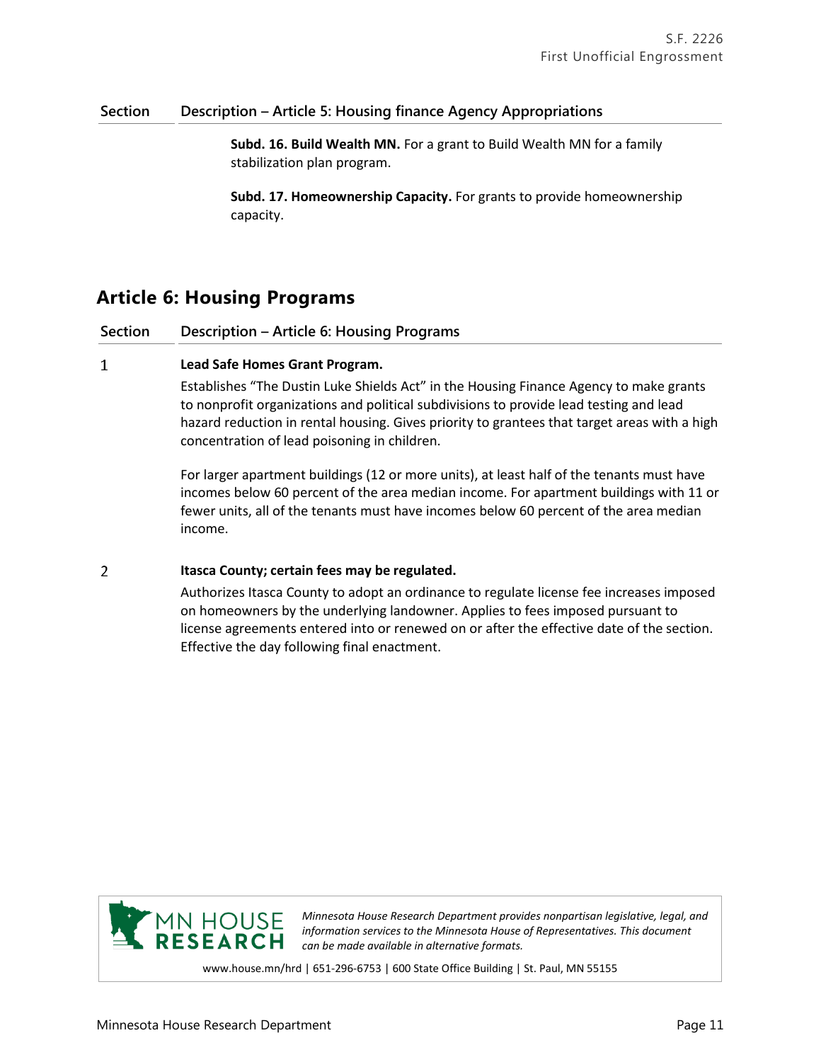| Section | Description – Article 5: Housing finance Agency Appropriations |
|---|---|
| | **Subd. 16. Build Wealth MN.** For a grant to Build Wealth MN for a family stabilization plan program. |
| | **Subd. 17. Homeownership Capacity.** For grants to provide homeownership capacity. |

## Article 6: Housing Programs

| Section | Description – Article 6: Housing Programs |
|---|---|
| 1 | **Lead Safe Homes Grant Program.**<br>Establishes "The Dustin Luke Shields Act" in the Housing Finance Agency to make grants to nonprofit organizations and political subdivisions to provide lead testing and lead hazard reduction in rental housing. Gives priority to grantees that target areas with a high concentration of lead poisoning in children.<br><br>For larger apartment buildings (12 or more units), at least half of the tenants must have incomes below 60 percent of the area median income. For apartment buildings with 11 or fewer units, all of the tenants must have incomes below 60 percent of the area median income. |
| 2 | **Itasca County; certain fees may be regulated.**<br>Authorizes Itasca County to adopt an ordinance to regulate license fee increases imposed on homeowners by the underlying landowner. Applies to fees imposed pursuant to license agreements entered into or renewed on or after the effective date of the section. Effective the day following final enactment. |

*Minnesota House Research Department provides nonpartisan legislative, legal, and information services to the Minnesota House of Representatives. This document can be made available in alternative formats.*

www.house.mn/hrd | 651-296-6753 | 600 State Office Building | St. Paul, MN 55155